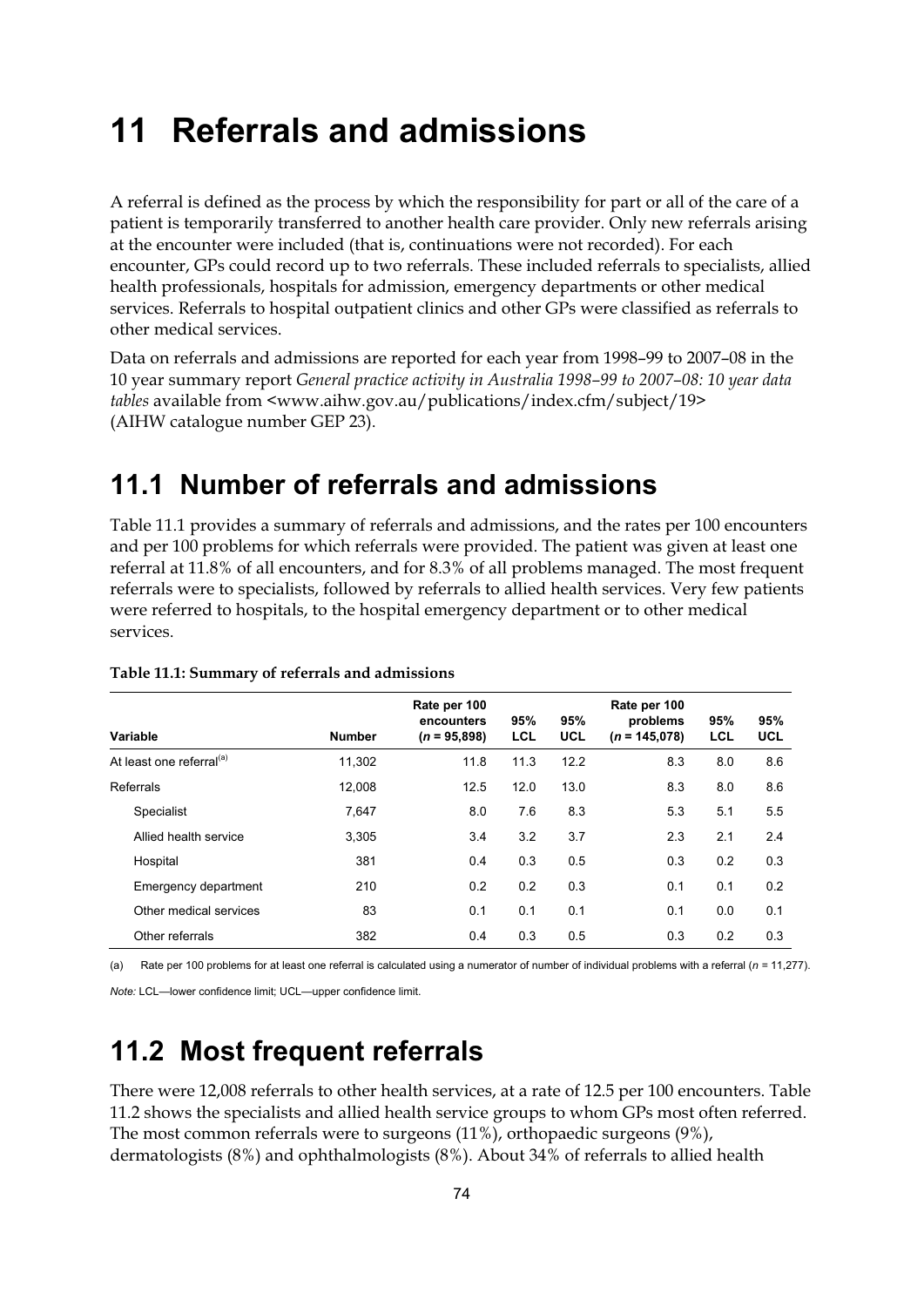# 11 Referrals and admissions

A referral is defined as the process by which the responsibility for part or all of the care of a patient is temporarily transferred to another health care provider. Only new referrals arising at the encounter were included (that is, continuations were not recorded). For each encounter, GPs could record up to two referrals. These included referrals to specialists, allied health professionals, hospitals for admission, emergency departments or other medical services. Referrals to hospital outpatient clinics and other GPs were classified as referrals to other medical services.

Data on referrals and admissions are reported for each year from 1998–99 to 2007–08 in the 10 year summary report *General practice activity in Australia 1998–99 to 2007–08: 10 year data tables* available from <www.aihw.gov.au/publications/index.cfm/subject/19> (AIHW catalogue number GEP 23).

## 11.1 Number of referrals and admissions

Table 11.1 provides a summary of referrals and admissions, and the rates per 100 encounters and per 100 problems for which referrals were provided. The patient was given at least one referral at 11.8% of all encounters, and for 8.3% of all problems managed. The most frequent referrals were to specialists, followed by referrals to allied health services. Very few patients were referred to hospitals, to the hospital emergency department or to other medical services.

**Table 11.1: Summary of referrals and admissions**

| Variable | Number | Rate per 100 encounters ($n$ = 95,898) | 95% LCL | 95% UCL | Rate per 100 problems ($n$ = 145,078) | 95% LCL | 95% UCL |
|---|---|---|---|---|---|---|---|
| At least one referral[(a)] | 11,302 | 11.8 | 11.3 | 12.2 | 8.3 | 8.0 | 8.6 |
| Referrals | 12,008 | 12.5 | 12.0 | 13.0 | 8.3 | 8.0 | 8.6 |
| Specialist | 7,647 | 8.0 | 7.6 | 8.3 | 5.3 | 5.1 | 5.5 |
| Allied health service | 3,305 | 3.4 | 3.2 | 3.7 | 2.3 | 2.1 | 2.4 |
| Hospital | 381 | 0.4 | 0.3 | 0.5 | 0.3 | 0.2 | 0.3 |
| Emergency department | 210 | 0.2 | 0.2 | 0.3 | 0.1 | 0.1 | 0.2 |
| Other medical services | 83 | 0.1 | 0.1 | 0.1 | 0.1 | 0.0 | 0.1 |
| Other referrals | 382 | 0.4 | 0.3 | 0.5 | 0.3 | 0.2 | 0.3 |

(a) Rate per 100 problems for at least one referral is calculated using a numerator of number of individual problems with a referral ($n$ = 11,277).

*Note:* LCL—lower confidence limit; UCL—upper confidence limit.

## 11.2 Most frequent referrals

There were 12,008 referrals to other health services, at a rate of 12.5 per 100 encounters. Table 11.2 shows the specialists and allied health service groups to whom GPs most often referred. The most common referrals were to surgeons (11%), orthopaedic surgeons (9%), dermatologists (8%) and ophthalmologists (8%). About 34% of referrals to allied health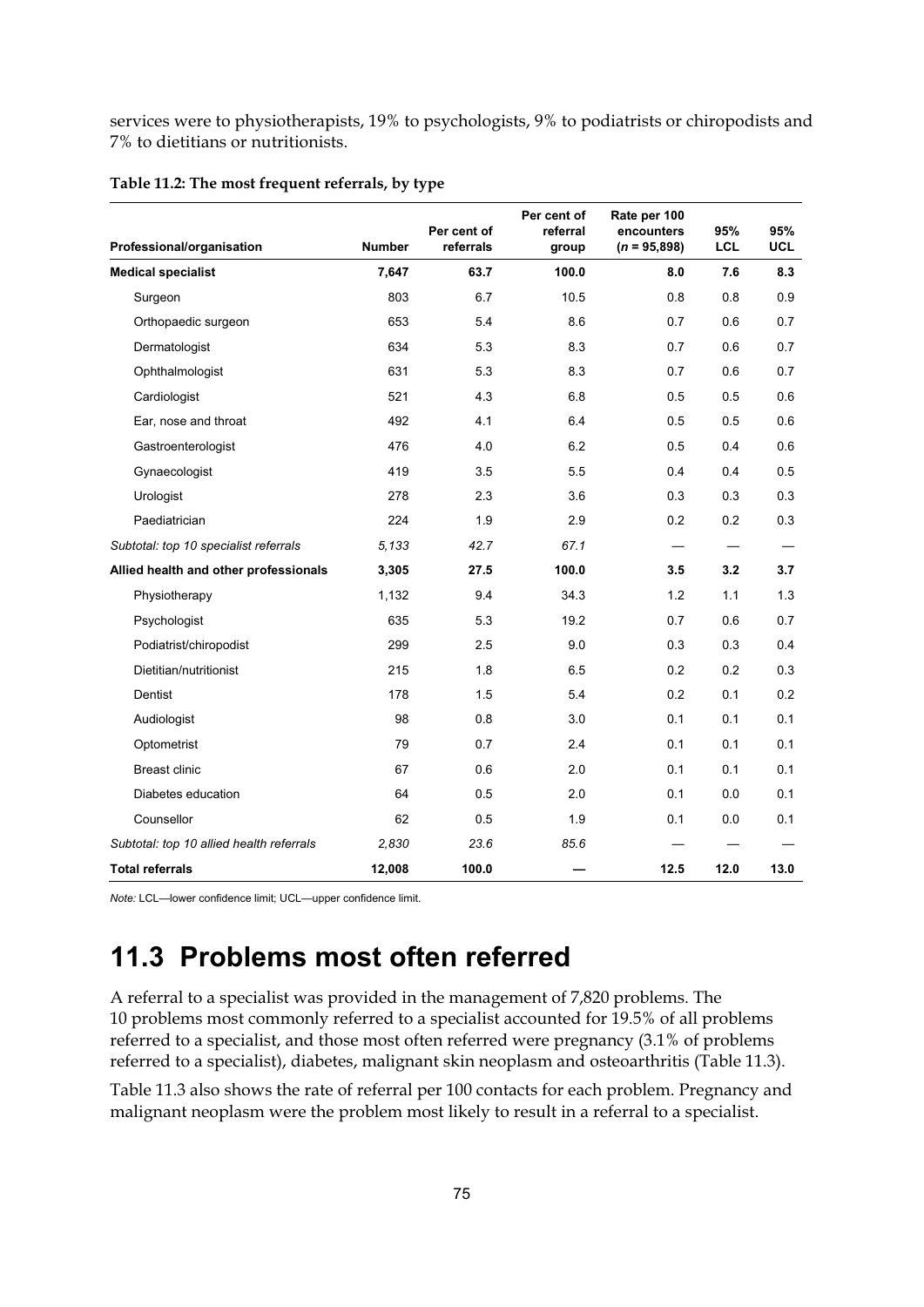services were to physiotherapists, 19% to psychologists, 9% to podiatrists or chiropodists and 7% to dietitians or nutritionists.

**Table 11.2: The most frequent referrals, by type**

| Professional/organisation | Number | Per cent of referrals | Per cent of referral group | Rate per 100 encounters (*n* = 95,898) | 95% LCL | 95% UCL |
|---|---|---|---|---|---|---|
| **Medical specialist** | **7,647** | **63.7** | **100.0** | **8.0** | **7.6** | **8.3** |
| Surgeon | 803 | 6.7 | 10.5 | 0.8 | 0.8 | 0.9 |
| Orthopaedic surgeon | 653 | 5.4 | 8.6 | 0.7 | 0.6 | 0.7 |
| Dermatologist | 634 | 5.3 | 8.3 | 0.7 | 0.6 | 0.7 |
| Ophthalmologist | 631 | 5.3 | 8.3 | 0.7 | 0.6 | 0.7 |
| Cardiologist | 521 | 4.3 | 6.8 | 0.5 | 0.5 | 0.6 |
| Ear, nose and throat | 492 | 4.1 | 6.4 | 0.5 | 0.5 | 0.6 |
| Gastroenterologist | 476 | 4.0 | 6.2 | 0.5 | 0.4 | 0.6 |
| Gynaecologist | 419 | 3.5 | 5.5 | 0.4 | 0.4 | 0.5 |
| Urologist | 278 | 2.3 | 3.6 | 0.3 | 0.3 | 0.3 |
| Paediatrician | 224 | 1.9 | 2.9 | 0.2 | 0.2 | 0.3 |
| *Subtotal: top 10 specialist referrals* | *5,133* | *42.7* | *67.1* | — | — | — |
| **Allied health and other professionals** | **3,305** | **27.5** | **100.0** | **3.5** | **3.2** | **3.7** |
| Physiotherapy | 1,132 | 9.4 | 34.3 | 1.2 | 1.1 | 1.3 |
| Psychologist | 635 | 5.3 | 19.2 | 0.7 | 0.6 | 0.7 |
| Podiatrist/chiropodist | 299 | 2.5 | 9.0 | 0.3 | 0.3 | 0.4 |
| Dietitian/nutritionist | 215 | 1.8 | 6.5 | 0.2 | 0.2 | 0.3 |
| Dentist | 178 | 1.5 | 5.4 | 0.2 | 0.1 | 0.2 |
| Audiologist | 98 | 0.8 | 3.0 | 0.1 | 0.1 | 0.1 |
| Optometrist | 79 | 0.7 | 2.4 | 0.1 | 0.1 | 0.1 |
| Breast clinic | 67 | 0.6 | 2.0 | 0.1 | 0.1 | 0.1 |
| Diabetes education | 64 | 0.5 | 2.0 | 0.1 | 0.0 | 0.1 |
| Counsellor | 62 | 0.5 | 1.9 | 0.1 | 0.0 | 0.1 |
| *Subtotal: top 10 allied health referrals* | *2,830* | *23.6* | *85.6* | — | — | — |
| **Total referrals** | **12,008** | **100.0** | **—** | **12.5** | **12.0** | **13.0** |

*Note:* LCL—lower confidence limit; UCL—upper confidence limit.

## 11.3 Problems most often referred

A referral to a specialist was provided in the management of 7,820 problems. The 10 problems most commonly referred to a specialist accounted for 19.5% of all problems referred to a specialist, and those most often referred were pregnancy (3.1% of problems referred to a specialist), diabetes, malignant skin neoplasm and osteoarthritis (Table 11.3).

Table 11.3 also shows the rate of referral per 100 contacts for each problem. Pregnancy and malignant neoplasm were the problem most likely to result in a referral to a specialist.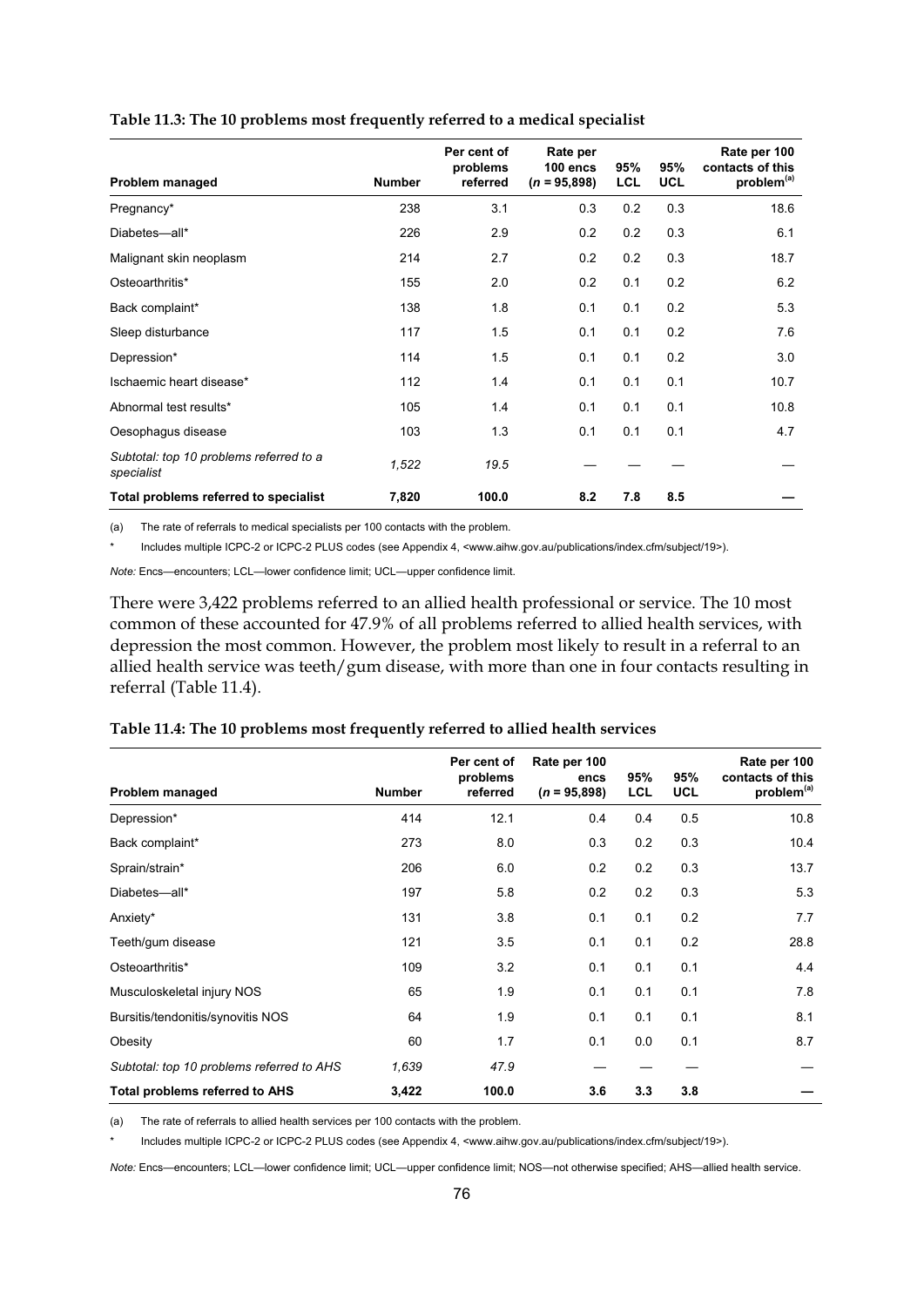**Table 11.3: The 10 problems most frequently referred to a medical specialist**

| Problem managed | Number | Per cent of problems referred | Rate per 100 encs (*n* = 95,898) | 95% LCL | 95% UCL | Rate per 100 contacts of this problem[(a)] |
|---|---|---|---|---|---|---|
| Pregnancy* | 238 | 3.1 | 0.3 | 0.2 | 0.3 | 18.6 |
| Diabetes—all* | 226 | 2.9 | 0.2 | 0.2 | 0.3 | 6.1 |
| Malignant skin neoplasm | 214 | 2.7 | 0.2 | 0.2 | 0.3 | 18.7 |
| Osteoarthritis* | 155 | 2.0 | 0.2 | 0.1 | 0.2 | 6.2 |
| Back complaint* | 138 | 1.8 | 0.1 | 0.1 | 0.2 | 5.3 |
| Sleep disturbance | 117 | 1.5 | 0.1 | 0.1 | 0.2 | 7.6 |
| Depression* | 114 | 1.5 | 0.1 | 0.1 | 0.2 | 3.0 |
| Ischaemic heart disease* | 112 | 1.4 | 0.1 | 0.1 | 0.1 | 10.7 |
| Abnormal test results* | 105 | 1.4 | 0.1 | 0.1 | 0.1 | 10.8 |
| Oesophagus disease | 103 | 1.3 | 0.1 | 0.1 | 0.1 | 4.7 |
| *Subtotal: top 10 problems referred to a specialist* | *1,522* | *19.5* | — | — | — | — |
| **Total problems referred to specialist** | **7,820** | **100.0** | **8.2** | **7.8** | **8.5** | **—** |

(a) The rate of referrals to medical specialists per 100 contacts with the problem.

\* Includes multiple ICPC-2 or ICPC-2 PLUS codes (see Appendix 4, <www.aihw.gov.au/publications/index.cfm/subject/19>).

*Note:* Encs—encounters; LCL—lower confidence limit; UCL—upper confidence limit.

There were 3,422 problems referred to an allied health professional or service. The 10 most common of these accounted for 47.9% of all problems referred to allied health services, with depression the most common. However, the problem most likely to result in a referral to an allied health service was teeth/gum disease, with more than one in four contacts resulting in referral (Table 11.4).

**Table 11.4: The 10 problems most frequently referred to allied health services**

| Problem managed | Number | Per cent of problems referred | Rate per 100 encs (*n* = 95,898) | 95% LCL | 95% UCL | Rate per 100 contacts of this problem[(a)] |
|---|---|---|---|---|---|---|
| Depression* | 414 | 12.1 | 0.4 | 0.4 | 0.5 | 10.8 |
| Back complaint* | 273 | 8.0 | 0.3 | 0.2 | 0.3 | 10.4 |
| Sprain/strain* | 206 | 6.0 | 0.2 | 0.2 | 0.3 | 13.7 |
| Diabetes—all* | 197 | 5.8 | 0.2 | 0.2 | 0.3 | 5.3 |
| Anxiety* | 131 | 3.8 | 0.1 | 0.1 | 0.2 | 7.7 |
| Teeth/gum disease | 121 | 3.5 | 0.1 | 0.1 | 0.2 | 28.8 |
| Osteoarthritis* | 109 | 3.2 | 0.1 | 0.1 | 0.1 | 4.4 |
| Musculoskeletal injury NOS | 65 | 1.9 | 0.1 | 0.1 | 0.1 | 7.8 |
| Bursitis/tendonitis/synovitis NOS | 64 | 1.9 | 0.1 | 0.1 | 0.1 | 8.1 |
| Obesity | 60 | 1.7 | 0.1 | 0.0 | 0.1 | 8.7 |
| *Subtotal: top 10 problems referred to AHS* | *1,639* | *47.9* | — | — | — | — |
| **Total problems referred to AHS** | **3,422** | **100.0** | **3.6** | **3.3** | **3.8** | **—** |

(a) The rate of referrals to allied health services per 100 contacts with the problem.

\* Includes multiple ICPC-2 or ICPC-2 PLUS codes (see Appendix 4, <www.aihw.gov.au/publications/index.cfm/subject/19>).

*Note:* Encs—encounters; LCL—lower confidence limit; UCL—upper confidence limit; NOS—not otherwise specified; AHS—allied health service.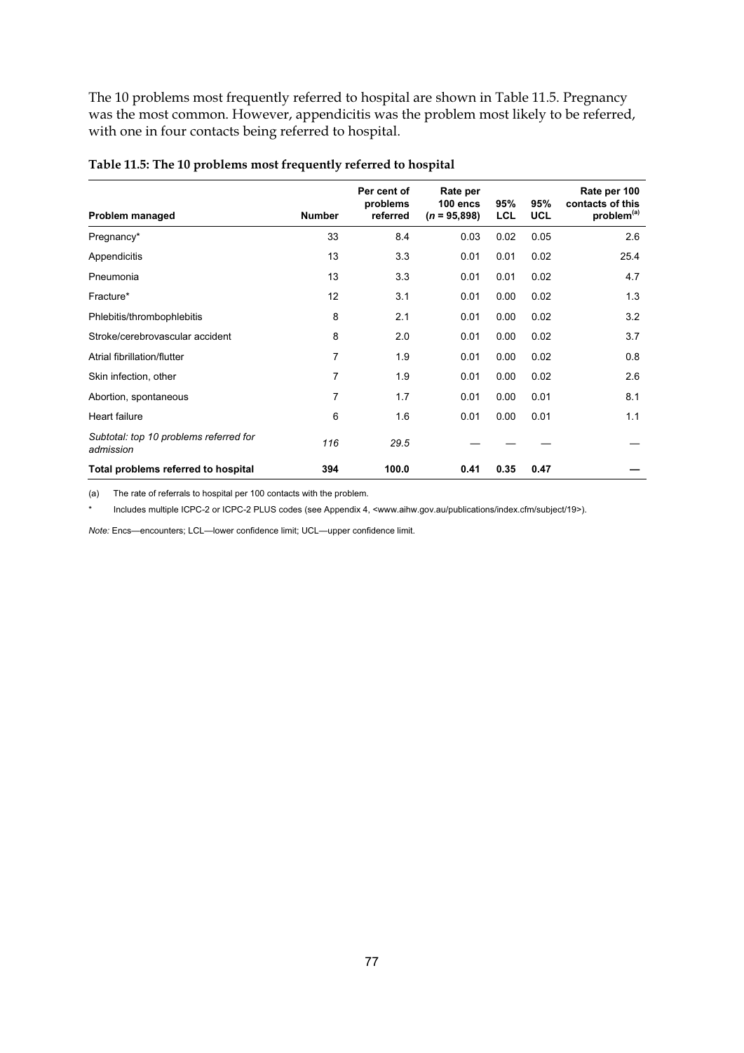The 10 problems most frequently referred to hospital are shown in Table 11.5. Pregnancy was the most common. However, appendicitis was the problem most likely to be referred, with one in four contacts being referred to hospital.

**Table 11.5: The 10 problems most frequently referred to hospital**

| Problem managed | Number | Per cent of problems referred | Rate per 100 encs (*n* = 95,898) | 95% LCL | 95% UCL | Rate per 100 contacts of this problem[(a)] |
|---|---|---|---|---|---|---|
| Pregnancy* | 33 | 8.4 | 0.03 | 0.02 | 0.05 | 2.6 |
| Appendicitis | 13 | 3.3 | 0.01 | 0.01 | 0.02 | 25.4 |
| Pneumonia | 13 | 3.3 | 0.01 | 0.01 | 0.02 | 4.7 |
| Fracture* | 12 | 3.1 | 0.01 | 0.00 | 0.02 | 1.3 |
| Phlebitis/thrombophlebitis | 8 | 2.1 | 0.01 | 0.00 | 0.02 | 3.2 |
| Stroke/cerebrovascular accident | 8 | 2.0 | 0.01 | 0.00 | 0.02 | 3.7 |
| Atrial fibrillation/flutter | 7 | 1.9 | 0.01 | 0.00 | 0.02 | 0.8 |
| Skin infection, other | 7 | 1.9 | 0.01 | 0.00 | 0.02 | 2.6 |
| Abortion, spontaneous | 7 | 1.7 | 0.01 | 0.00 | 0.01 | 8.1 |
| Heart failure | 6 | 1.6 | 0.01 | 0.00 | 0.01 | 1.1 |
| *Subtotal: top 10 problems referred for admission* | *116* | *29.5* | — | — | — | — |
| **Total problems referred to hospital** | **394** | **100.0** | **0.41** | **0.35** | **0.47** | **—** |

(a) The rate of referrals to hospital per 100 contacts with the problem.

\* Includes multiple ICPC-2 or ICPC-2 PLUS codes (see Appendix 4, <www.aihw.gov.au/publications/index.cfm/subject/19>).

*Note:* Encs—encounters; LCL—lower confidence limit; UCL—upper confidence limit.